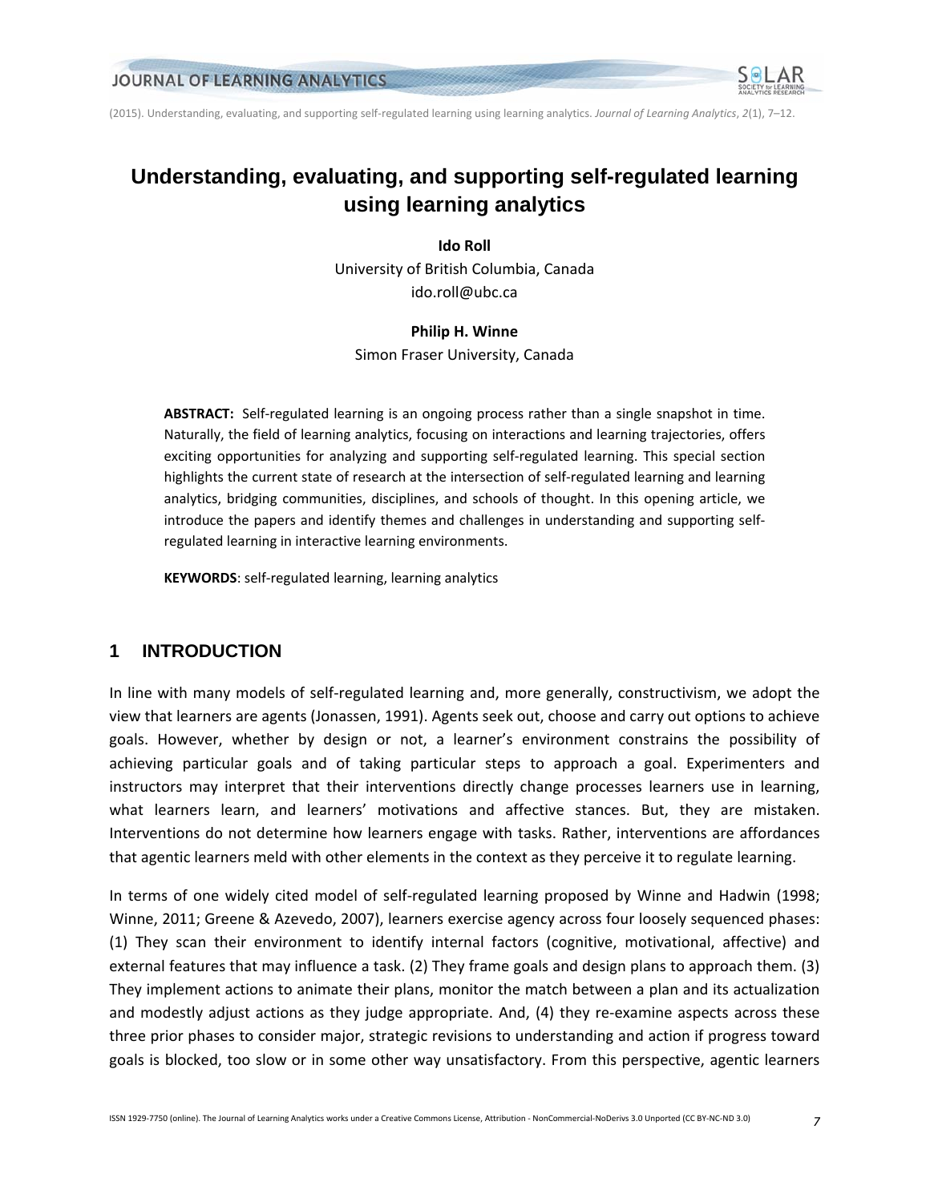# Understanding, evaluating, and supporting self-regulated learning using learning analytics

**Ido Roll**
University of British Columbia, Canada
ido.roll@ubc.ca

**Philip H. Winne**
Simon Fraser University, Canada

**ABSTRACT:** Self-regulated learning is an ongoing process rather than a single snapshot in time. Naturally, the field of learning analytics, focusing on interactions and learning trajectories, offers exciting opportunities for analyzing and supporting self-regulated learning. This special section highlights the current state of research at the intersection of self-regulated learning and learning analytics, bridging communities, disciplines, and schools of thought. In this opening article, we introduce the papers and identify themes and challenges in understanding and supporting self-regulated learning in interactive learning environments.

**KEYWORDS**: self-regulated learning, learning analytics

## 1 INTRODUCTION

In line with many models of self-regulated learning and, more generally, constructivism, we adopt the view that learners are agents (Jonassen, 1991). Agents seek out, choose and carry out options to achieve goals. However, whether by design or not, a learner's environment constrains the possibility of achieving particular goals and of taking particular steps to approach a goal. Experimenters and instructors may interpret that their interventions directly change processes learners use in learning, what learners learn, and learners' motivations and affective stances. But, they are mistaken. Interventions do not determine how learners engage with tasks. Rather, interventions are affordances that agentic learners meld with other elements in the context as they perceive it to regulate learning.

In terms of one widely cited model of self-regulated learning proposed by Winne and Hadwin (1998; Winne, 2011; Greene & Azevedo, 2007), learners exercise agency across four loosely sequenced phases: (1) They scan their environment to identify internal factors (cognitive, motivational, affective) and external features that may influence a task. (2) They frame goals and design plans to approach them. (3) They implement actions to animate their plans, monitor the match between a plan and its actualization and modestly adjust actions as they judge appropriate. And, (4) they re-examine aspects across these three prior phases to consider major, strategic revisions to understanding and action if progress toward goals is blocked, too slow or in some other way unsatisfactory. From this perspective, agentic learners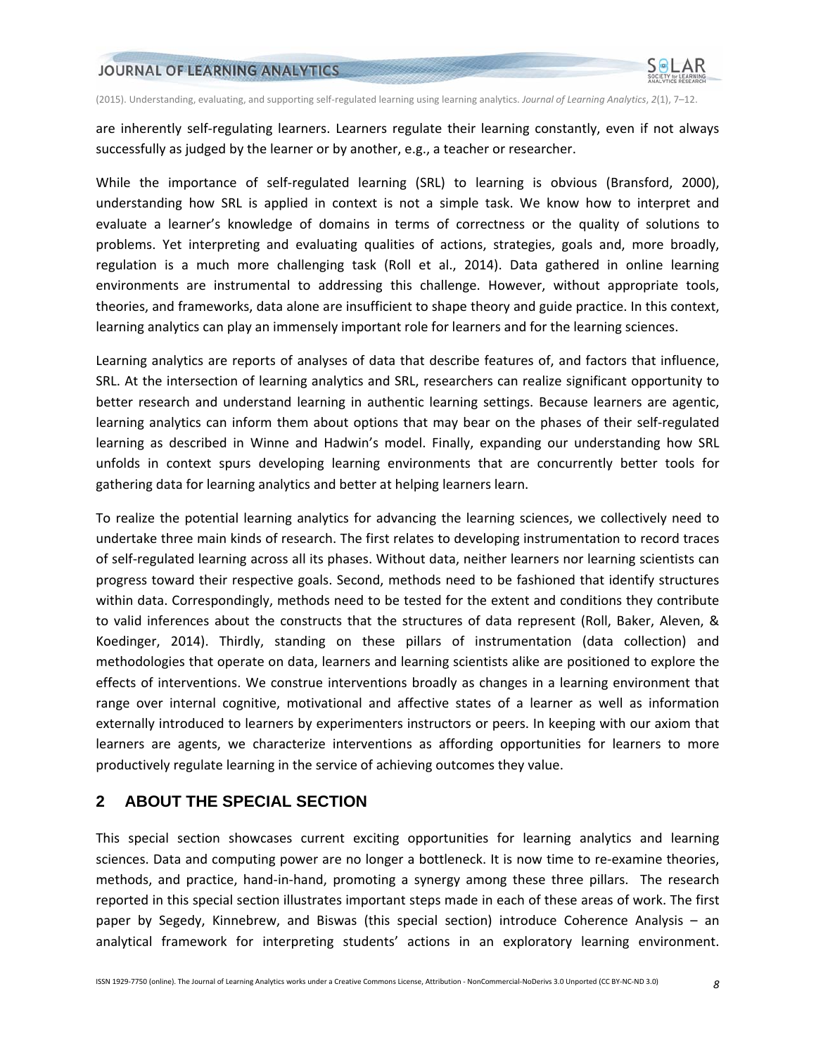are inherently self-regulating learners. Learners regulate their learning constantly, even if not always successfully as judged by the learner or by another, e.g., a teacher or researcher.

While the importance of self-regulated learning (SRL) to learning is obvious (Bransford, 2000), understanding how SRL is applied in context is not a simple task. We know how to interpret and evaluate a learner's knowledge of domains in terms of correctness or the quality of solutions to problems. Yet interpreting and evaluating qualities of actions, strategies, goals and, more broadly, regulation is a much more challenging task (Roll et al., 2014). Data gathered in online learning environments are instrumental to addressing this challenge. However, without appropriate tools, theories, and frameworks, data alone are insufficient to shape theory and guide practice. In this context, learning analytics can play an immensely important role for learners and for the learning sciences.

Learning analytics are reports of analyses of data that describe features of, and factors that influence, SRL. At the intersection of learning analytics and SRL, researchers can realize significant opportunity to better research and understand learning in authentic learning settings. Because learners are agentic, learning analytics can inform them about options that may bear on the phases of their self-regulated learning as described in Winne and Hadwin's model. Finally, expanding our understanding how SRL unfolds in context spurs developing learning environments that are concurrently better tools for gathering data for learning analytics and better at helping learners learn.

To realize the potential learning analytics for advancing the learning sciences, we collectively need to undertake three main kinds of research. The first relates to developing instrumentation to record traces of self-regulated learning across all its phases. Without data, neither learners nor learning scientists can progress toward their respective goals. Second, methods need to be fashioned that identify structures within data. Correspondingly, methods need to be tested for the extent and conditions they contribute to valid inferences about the constructs that the structures of data represent (Roll, Baker, Aleven, & Koedinger, 2014). Thirdly, standing on these pillars of instrumentation (data collection) and methodologies that operate on data, learners and learning scientists alike are positioned to explore the effects of interventions. We construe interventions broadly as changes in a learning environment that range over internal cognitive, motivational and affective states of a learner as well as information externally introduced to learners by experimenters instructors or peers. In keeping with our axiom that learners are agents, we characterize interventions as affording opportunities for learners to more productively regulate learning in the service of achieving outcomes they value.

## 2 ABOUT THE SPECIAL SECTION

This special section showcases current exciting opportunities for learning analytics and learning sciences. Data and computing power are no longer a bottleneck. It is now time to re-examine theories, methods, and practice, hand-in-hand, promoting a synergy among these three pillars. The research reported in this special section illustrates important steps made in each of these areas of work. The first paper by Segedy, Kinnebrew, and Biswas (this special section) introduce Coherence Analysis – an analytical framework for interpreting students' actions in an exploratory learning environment.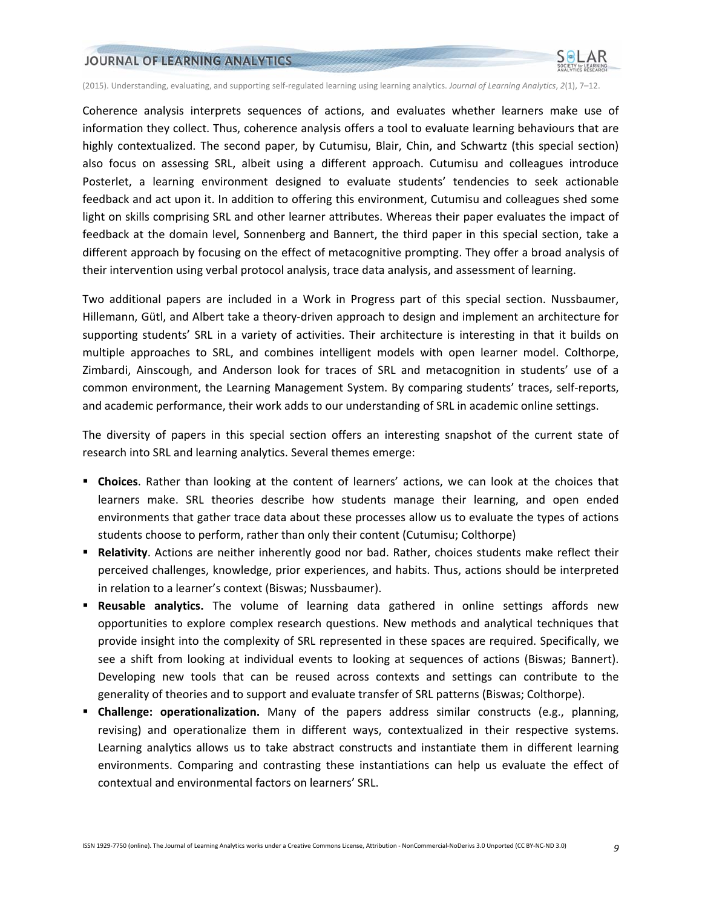Coherence analysis interprets sequences of actions, and evaluates whether learners make use of information they collect. Thus, coherence analysis offers a tool to evaluate learning behaviours that are highly contextualized. The second paper, by Cutumisu, Blair, Chin, and Schwartz (this special section) also focus on assessing SRL, albeit using a different approach. Cutumisu and colleagues introduce Posterlet, a learning environment designed to evaluate students' tendencies to seek actionable feedback and act upon it. In addition to offering this environment, Cutumisu and colleagues shed some light on skills comprising SRL and other learner attributes. Whereas their paper evaluates the impact of feedback at the domain level, Sonnenberg and Bannert, the third paper in this special section, take a different approach by focusing on the effect of metacognitive prompting. They offer a broad analysis of their intervention using verbal protocol analysis, trace data analysis, and assessment of learning.

Two additional papers are included in a Work in Progress part of this special section. Nussbaumer, Hillemann, Gütl, and Albert take a theory-driven approach to design and implement an architecture for supporting students' SRL in a variety of activities. Their architecture is interesting in that it builds on multiple approaches to SRL, and combines intelligent models with open learner model. Colthorpe, Zimbardi, Ainscough, and Anderson look for traces of SRL and metacognition in students' use of a common environment, the Learning Management System. By comparing students' traces, self-reports, and academic performance, their work adds to our understanding of SRL in academic online settings.

The diversity of papers in this special section offers an interesting snapshot of the current state of research into SRL and learning analytics. Several themes emerge:

- **Choices**. Rather than looking at the content of learners' actions, we can look at the choices that learners make. SRL theories describe how students manage their learning, and open ended environments that gather trace data about these processes allow us to evaluate the types of actions students choose to perform, rather than only their content (Cutumisu; Colthorpe)
- **Relativity**. Actions are neither inherently good nor bad. Rather, choices students make reflect their perceived challenges, knowledge, prior experiences, and habits. Thus, actions should be interpreted in relation to a learner's context (Biswas; Nussbaumer).
- **Reusable analytics.** The volume of learning data gathered in online settings affords new opportunities to explore complex research questions. New methods and analytical techniques that provide insight into the complexity of SRL represented in these spaces are required. Specifically, we see a shift from looking at individual events to looking at sequences of actions (Biswas; Bannert). Developing new tools that can be reused across contexts and settings can contribute to the generality of theories and to support and evaluate transfer of SRL patterns (Biswas; Colthorpe).
- **Challenge: operationalization.** Many of the papers address similar constructs (e.g., planning, revising) and operationalize them in different ways, contextualized in their respective systems. Learning analytics allows us to take abstract constructs and instantiate them in different learning environments. Comparing and contrasting these instantiations can help us evaluate the effect of contextual and environmental factors on learners' SRL.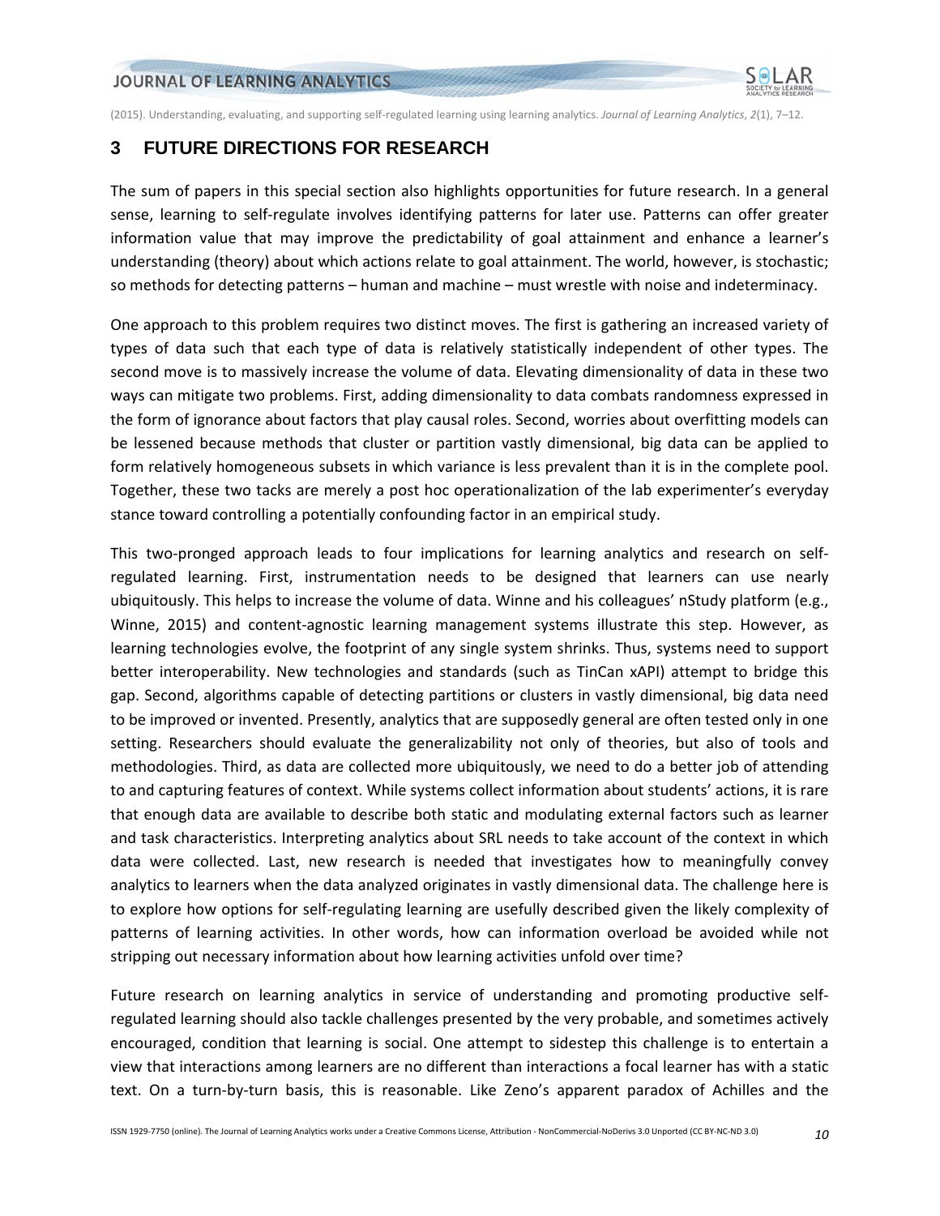## 3 FUTURE DIRECTIONS FOR RESEARCH

The sum of papers in this special section also highlights opportunities for future research. In a general sense, learning to self-regulate involves identifying patterns for later use. Patterns can offer greater information value that may improve the predictability of goal attainment and enhance a learner's understanding (theory) about which actions relate to goal attainment. The world, however, is stochastic; so methods for detecting patterns – human and machine – must wrestle with noise and indeterminacy.

One approach to this problem requires two distinct moves. The first is gathering an increased variety of types of data such that each type of data is relatively statistically independent of other types. The second move is to massively increase the volume of data. Elevating dimensionality of data in these two ways can mitigate two problems. First, adding dimensionality to data combats randomness expressed in the form of ignorance about factors that play causal roles. Second, worries about overfitting models can be lessened because methods that cluster or partition vastly dimensional, big data can be applied to form relatively homogeneous subsets in which variance is less prevalent than it is in the complete pool. Together, these two tacks are merely a post hoc operationalization of the lab experimenter's everyday stance toward controlling a potentially confounding factor in an empirical study.

This two-pronged approach leads to four implications for learning analytics and research on self-regulated learning. First, instrumentation needs to be designed that learners can use nearly ubiquitously. This helps to increase the volume of data. Winne and his colleagues' nStudy platform (e.g., Winne, 2015) and content-agnostic learning management systems illustrate this step. However, as learning technologies evolve, the footprint of any single system shrinks. Thus, systems need to support better interoperability. New technologies and standards (such as TinCan xAPI) attempt to bridge this gap. Second, algorithms capable of detecting partitions or clusters in vastly dimensional, big data need to be improved or invented. Presently, analytics that are supposedly general are often tested only in one setting. Researchers should evaluate the generalizability not only of theories, but also of tools and methodologies. Third, as data are collected more ubiquitously, we need to do a better job of attending to and capturing features of context. While systems collect information about students' actions, it is rare that enough data are available to describe both static and modulating external factors such as learner and task characteristics. Interpreting analytics about SRL needs to take account of the context in which data were collected. Last, new research is needed that investigates how to meaningfully convey analytics to learners when the data analyzed originates in vastly dimensional data. The challenge here is to explore how options for self-regulating learning are usefully described given the likely complexity of patterns of learning activities. In other words, how can information overload be avoided while not stripping out necessary information about how learning activities unfold over time?

Future research on learning analytics in service of understanding and promoting productive self-regulated learning should also tackle challenges presented by the very probable, and sometimes actively encouraged, condition that learning is social. One attempt to sidestep this challenge is to entertain a view that interactions among learners are no different than interactions a focal learner has with a static text. On a turn-by-turn basis, this is reasonable. Like Zeno's apparent paradox of Achilles and the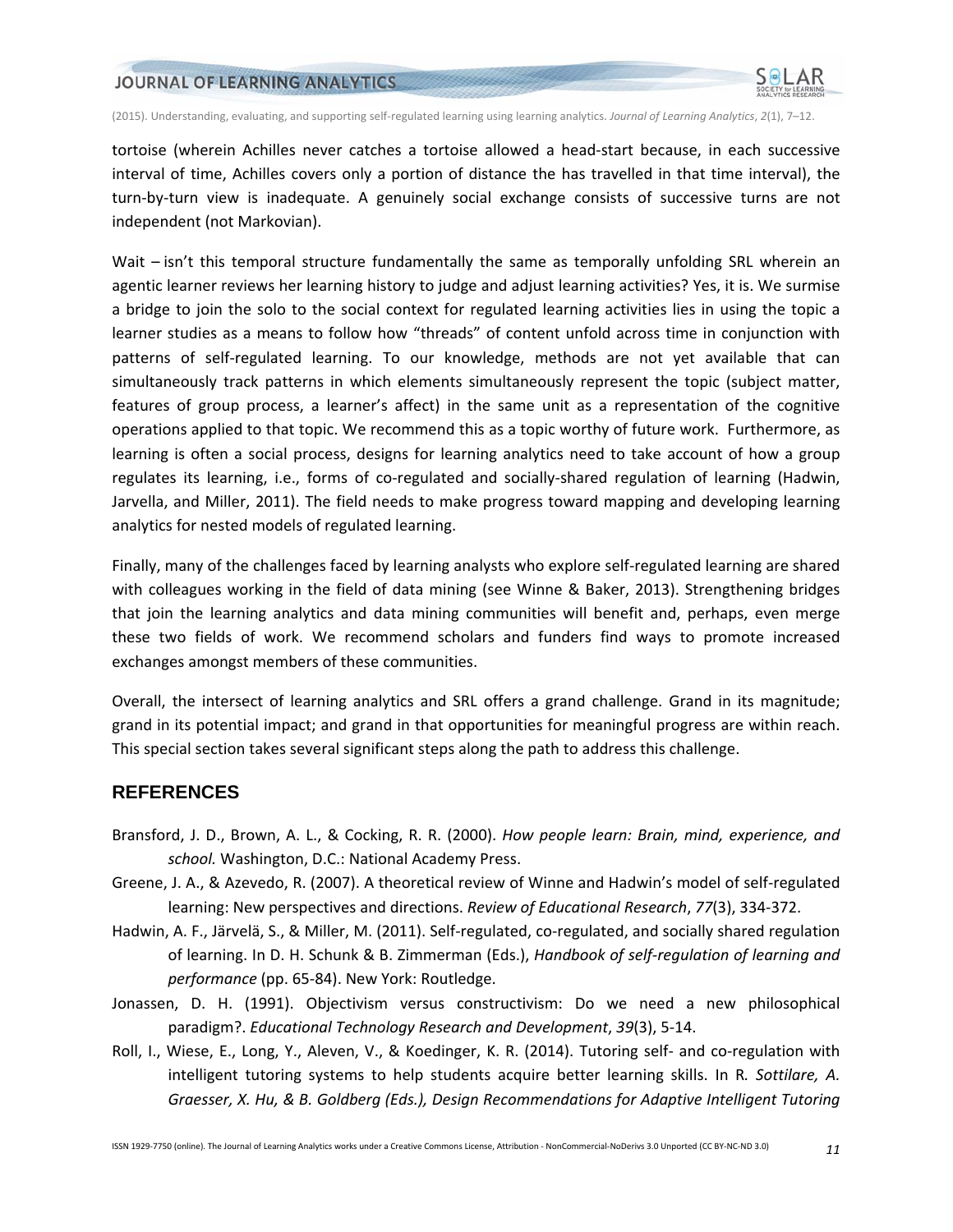tortoise (wherein Achilles never catches a tortoise allowed a head-start because, in each successive interval of time, Achilles covers only a portion of distance the has travelled in that time interval), the turn-by-turn view is inadequate. A genuinely social exchange consists of successive turns are not independent (not Markovian).

Wait – isn't this temporal structure fundamentally the same as temporally unfolding SRL wherein an agentic learner reviews her learning history to judge and adjust learning activities? Yes, it is. We surmise a bridge to join the solo to the social context for regulated learning activities lies in using the topic a learner studies as a means to follow how "threads" of content unfold across time in conjunction with patterns of self-regulated learning. To our knowledge, methods are not yet available that can simultaneously track patterns in which elements simultaneously represent the topic (subject matter, features of group process, a learner's affect) in the same unit as a representation of the cognitive operations applied to that topic. We recommend this as a topic worthy of future work. Furthermore, as learning is often a social process, designs for learning analytics need to take account of how a group regulates its learning, i.e., forms of co-regulated and socially-shared regulation of learning (Hadwin, Jarvella, and Miller, 2011). The field needs to make progress toward mapping and developing learning analytics for nested models of regulated learning.

Finally, many of the challenges faced by learning analysts who explore self-regulated learning are shared with colleagues working in the field of data mining (see Winne & Baker, 2013). Strengthening bridges that join the learning analytics and data mining communities will benefit and, perhaps, even merge these two fields of work. We recommend scholars and funders find ways to promote increased exchanges amongst members of these communities.

Overall, the intersect of learning analytics and SRL offers a grand challenge. Grand in its magnitude; grand in its potential impact; and grand in that opportunities for meaningful progress are within reach. This special section takes several significant steps along the path to address this challenge.

## REFERENCES

Bransford, J. D., Brown, A. L., & Cocking, R. R. (2000). *How people learn: Brain, mind, experience, and school.* Washington, D.C.: National Academy Press.

Greene, J. A., & Azevedo, R. (2007). A theoretical review of Winne and Hadwin's model of self-regulated learning: New perspectives and directions. *Review of Educational Research*, *77*(3), 334-372.

Hadwin, A. F., Järvelä, S., & Miller, M. (2011). Self-regulated, co-regulated, and socially shared regulation of learning. In D. H. Schunk & B. Zimmerman (Eds.), *Handbook of self-regulation of learning and performance* (pp. 65-84). New York: Routledge.

Jonassen, D. H. (1991). Objectivism versus constructivism: Do we need a new philosophical paradigm?. *Educational Technology Research and Development*, *39*(3), 5-14.

Roll, I., Wiese, E., Long, Y., Aleven, V., & Koedinger, K. R. (2014). Tutoring self- and co-regulation with intelligent tutoring systems to help students acquire better learning skills. In R*. Sottilare, A. Graesser, X. Hu, & B. Goldberg (Eds.), Design Recommendations for Adaptive Intelligent Tutoring*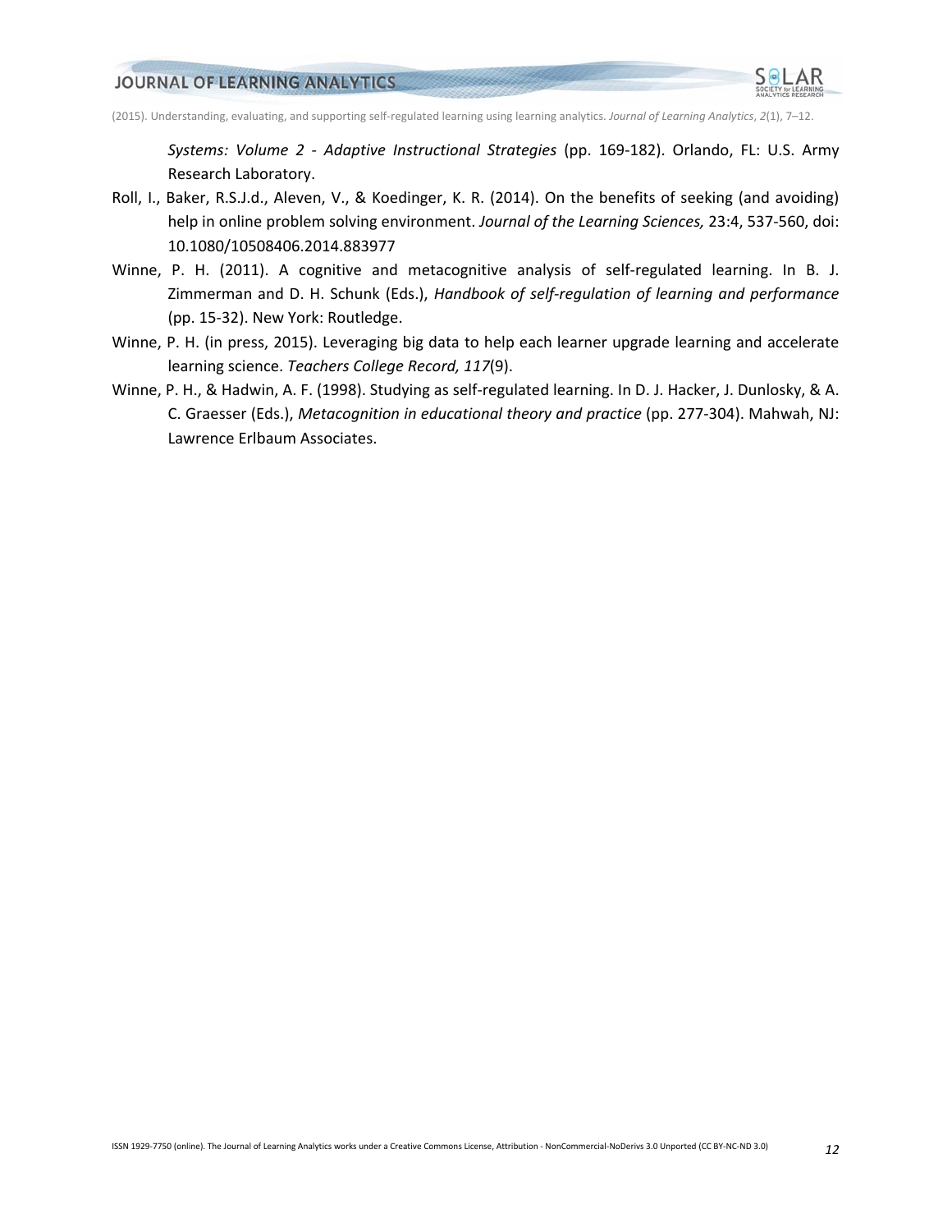*Systems: Volume 2 - Adaptive Instructional Strategies* (pp. 169-182). Orlando, FL: U.S. Army Research Laboratory.

Roll, I., Baker, R.S.J.d., Aleven, V., & Koedinger, K. R. (2014). On the benefits of seeking (and avoiding) help in online problem solving environment. *Journal of the Learning Sciences,* 23:4, 537-560, doi: 10.1080/10508406.2014.883977

Winne, P. H. (2011). A cognitive and metacognitive analysis of self-regulated learning. In B. J. Zimmerman and D. H. Schunk (Eds.), *Handbook of self-regulation of learning and performance* (pp. 15-32). New York: Routledge.

Winne, P. H. (in press, 2015). Leveraging big data to help each learner upgrade learning and accelerate learning science. *Teachers College Record, 117*(9).

Winne, P. H., & Hadwin, A. F. (1998). Studying as self-regulated learning. In D. J. Hacker, J. Dunlosky, & A. C. Graesser (Eds.), *Metacognition in educational theory and practice* (pp. 277-304). Mahwah, NJ: Lawrence Erlbaum Associates.